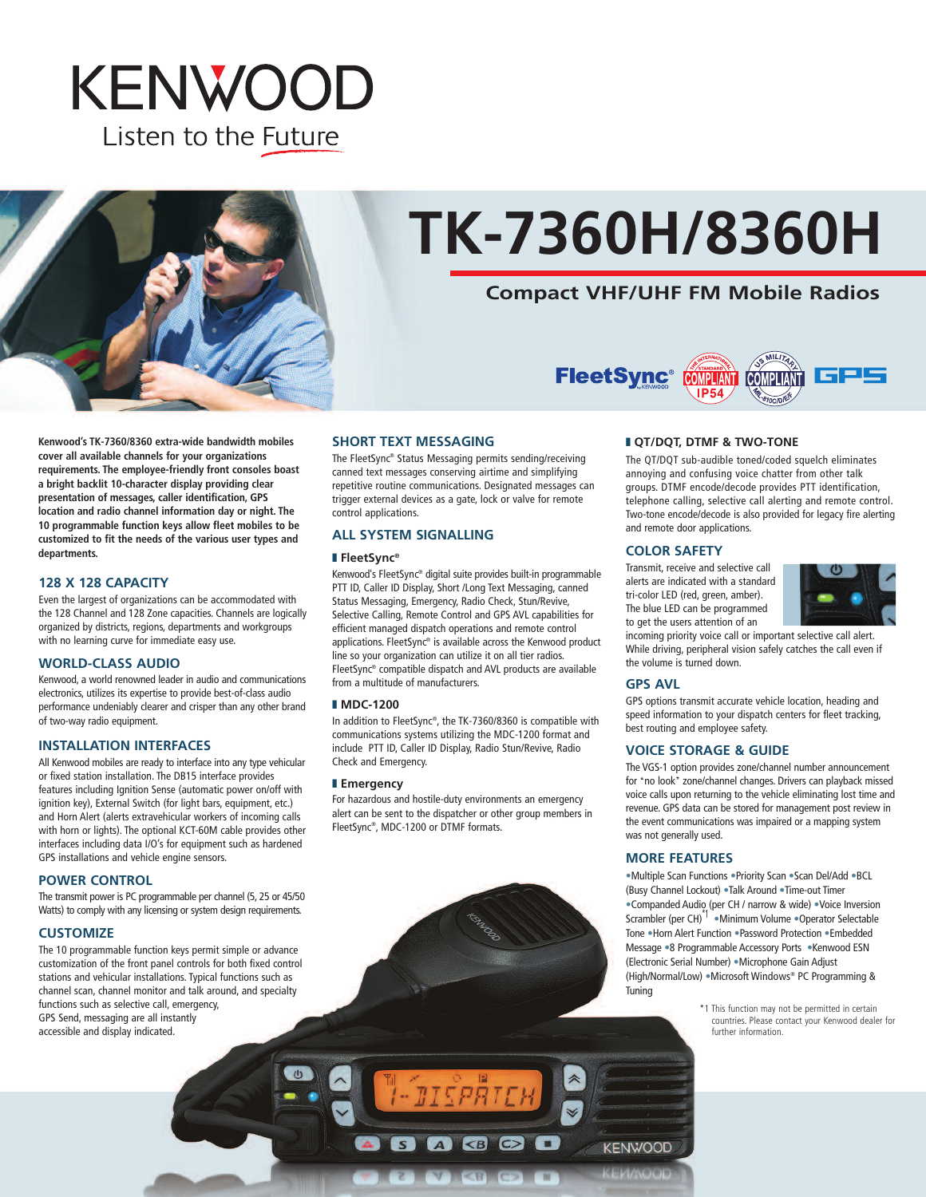# KENWOOD

Listen to the Future

# TK-7360H/8360H

## Compact VHF/UHF FM Mobile Radios

**Kenwood's TK-7360/8360 extra-wide bandwidth mobiles cover all available channels for your organizations requirements. The employee-friendly front consoles boast a bright backlit 10-character display providing clear presentation of messages, caller identification, GPS location and radio channel information day or night. The 10 programmable function keys allow fleet mobiles to be customized to fit the needs of the various user types and departments.**

## 128 X 128 CAPACITY

Even the largest of organizations can be accommodated with the 128 Channel and 128 Zone capacities. Channels are logically organized by districts, regions, departments and workgroups with no learning curve for immediate easy use.

## WORLD-CLASS AUDIO

Kenwood, a world renowned leader in audio and communications electronics, utilizes its expertise to provide best-of-class audio performance undeniably clearer and crisper than any other brand of two-way radio equipment.

## INSTALLATION INTERFACES

All Kenwood mobiles are ready to interface into any type vehicular or fixed station installation. The DB15 interface provides features including Ignition Sense (automatic power on/off with ignition key), External Switch (for light bars, equipment, etc.) and Horn Alert (alerts extravehicular workers of incoming calls with horn or lights). The optional KCT-60M cable provides other interfaces including data I/O's for equipment such as hardened GPS installations and vehicle engine sensors.

## POWER CONTROL

The transmit power is PC programmable per channel (5, 25 or 45/50 Watts) to comply with any licensing or system design requirements.

## CUSTOMIZE

The 10 programmable function keys permit simple or advance customization of the front panel controls for both fixed control stations and vehicular installations. Typical functions such as channel scan, channel monitor and talk around, and specialty functions such as selective call, emergency, GPS Send, messaging are all instantly accessible and display indicated.

## SHORT TEXT MESSAGING

The FleetSync® Status Messaging permits sending/receiving canned text messages conserving airtime and simplifying repetitive routine communications. Designated messages can trigger external devices as a gate, lock or valve for remote control applications.

## ALL SYSTEM SIGNALLING

### FleetSync®

Kenwood's FleetSync® digital suite provides built-in programmable PTT ID, Caller ID Display, Short /Long Text Messaging, canned Status Messaging, Emergency, Radio Check, Stun/Revive, Selective Calling, Remote Control and GPS AVL capabilities for efficient managed dispatch operations and remote control applications. FleetSync® is available across the Kenwood product line so your organization can utilize it on all tier radios. FleetSync® compatible dispatch and AVL products are available from a multitude of manufacturers.

### MDC-1200

In addition to FleetSync®, the TK-7360/8360 is compatible with communications systems utilizing the MDC-1200 format and include PTT ID, Caller ID Display, Radio Stun/Revive, Radio Check and Emergency.

### Emergency

For hazardous and hostile-duty environments an emergency alert can be sent to the dispatcher or other group members in FleetSync®, MDC-1200 or DTMF formats.

### QT/DQT, DTMF & TWO-TONE

The QT/DQT sub-audible toned/coded squelch eliminates annoying and confusing voice chatter from other talk groups. DTMF encode/decode provides PTT identification, telephone calling, selective call alerting and remote control. Two-tone encode/decode is also provided for legacy fire alerting and remote door applications.

## COLOR SAFETY

Transmit, receive and selective call alerts are indicated with a standard tri-color LED (red, green, amber). The blue LED can be programmed to get the users attention of an incoming priority voice call or important selective call alert. While driving, peripheral vision safely catches the call even if the volume is turned down.

## GPS AVL

GPS options transmit accurate vehicle location, heading and speed information to your dispatch centers for fleet tracking, best routing and employee safety.

## VOICE STORAGE & GUIDE

The VGS-1 option provides zone/channel number announcement for "no look" zone/channel changes. Drivers can playback missed voice calls upon returning to the vehicle eliminating lost time and revenue. GPS data can be stored for management post review in the event communications was impaired or a mapping system was not generally used.

## MORE FEATURES

•Multiple Scan Functions •Priority Scan •Scan Del/Add •BCL (Busy Channel Lockout) •Talk Around •Time-out Timer •Companded Audio (per CH / narrow & wide) •Voice Inversion Scrambler (per CH)[*1] •Minimum Volume •Operator Selectable Tone •Horn Alert Function •Password Protection •Embedded Message •8 Programmable Accessory Ports •Kenwood ESN (Electronic Serial Number) •Microphone Gain Adjust (High/Normal/Low) •Microsoft Windows® PC Programming & Tuning

*1 This function may not be permitted in certain countries. Please contact your Kenwood dealer for further information.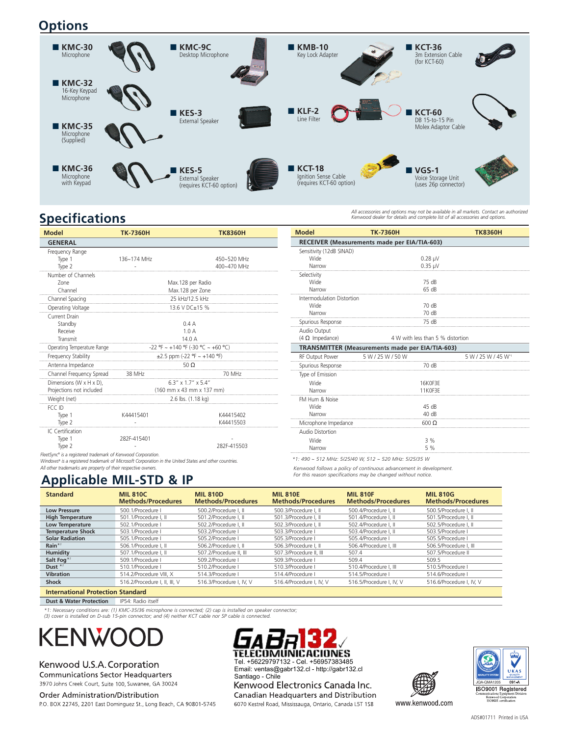## Options

- **KMC-30** Microphone
- **KMC-32** 16-Key Keypad Microphone
- **KMC-35** Microphone (Supplied)
- **KMC-36** Microphone with Keypad
- **KMC-9C** Desktop Microphone
- **KES-3** External Speaker
- **KES-5** External Speaker (requires KCT-60 option)
- **KMB-10** Key Lock Adapter
- **KLF-2** Line Filter
- **KCT-18** Ignition Sense Cable (requires KCT-60 option)
- **KCT-36** 3m Extension Cable (for KCT-60)
- **KCT-60** DB 15-to-15 Pin Molex Adaptor Cable
- **VGS-1** Voice Storage Unit (uses 26p connector)

*All accessories and options may not be available in all markets. Contact an authorized Kenwood dealer for details and complete list of all accessories and options.*

## Specifications

| Model | TK-7360H | TK8360H |
|---|---|---|
| **GENERAL** | | |
| Frequency Range | | |
| Type 1 | 136~174 MHz | 450~520 MHz |
| Type 2 | - | 400~470 MHz |
| Number of Channels | | |
| Zone | Max.128 per Radio | |
| Channel | Max.128 per Zone | |
| Channel Spacing | 25 kHz/12.5 kHz | |
| Operating Voltage | 13.6 V DC±15 % | |
| Current Drain | | |
| Standby | 0.4 A | |
| Receive | 1.0 A | |
| Transmit | 14.0 A | |
| Operating Temperature Range | -22 °F ~ +140 °F (-30 °C ~ +60 °C) | |
| Frequency Stability | ±2.5 ppm (-22 °F ~ +140 °F) | |
| Antenna Impedance | 50 Ω | |
| Channel Frequency Spread | 38 MHz | 70 MHz |
| Dimensions (W x H x D), Projections not included | 6.3" x 1.7" x 5.4" (160 mm x 43 mm x 137 mm) | |
| Weight (net) | 2.6 lbs. (1.18 kg) | |
| FCC ID | | |
| Type 1 | K44415401 | K44415402 |
| Type 2 | - | K44415503 |
| IC Certification | | |
| Type 1 | 282F-415401 | - |
| Type 2 | - | 282F-415503 |

*FleetSync® is a registered trademark of Kenwood Corporation.*
*Windows® is a registered trademark of Microsoft Corporation in the United States and other countries.*
*All other trademarks are property of their respective owners.*

| Model | TK-7360H | TK8360H |
|---|---|---|
| **RECEIVER (Measurements made per EIA/TIA-603)** | | |
| Sensitivity (12dB SINAD) | | |
| Wide | 0.28 µV | |
| Narrow | 0.35 µV | |
| Selectivity | | |
| Wide | 75 dB | |
| Narrow | 65 dB | |
| Intermodulation Distortion | | |
| Wide | 70 dB | |
| Narrow | 70 dB | |
| Spurious Response | 75 dB | |
| Audio Output (4 Ω Impedance) | 4 W with less than 5 % distortion | |
| **TRANSMITTER (Measurements made per EIA/TIA-603)** | | |
| RF Output Power | 5 W / 25 W / 50 W | 5 W / 25 W / 45 W[*1] |
| Spurious Response | 70 dB | |
| Type of Emission | | |
| Wide | 16K0F3E | |
| Narrow | 11K0F3E | |
| FM Hum & Noise | | |
| Wide | 45 dB | |
| Narrow | 40 dB | |
| Microphone Impedance | 600 Ω | |
| Audio Distortion | | |
| Wide | 3 % | |
| Narrow | 5 % | |

*\*1: 490 ~ 512 MHz: 5/25/40 W, 512 ~ 520 MHz: 5/25/35 W*

*Kenwood follows a policy of continuous advancement in development. For this reason specifications may be changed without notice.*

## Applicable MIL-STD & IP

| Standard | MIL 810C Methods/Procedures | MIL 810D Methods/Procedures | MIL 810E Methods/Procedures | MIL 810F Methods/Procedures | MIL 810G Methods/Procedures |
|---|---|---|---|---|---|
| **Low Pressure** | 500.1/Procedure I | 500.2/Procedure I, II | 500.3/Procedure I, II | 500.4/Procedure I, II | 500.5/Procedure I, II |
| **High Temperature** | 501.1/Procedure I, II | 501.2/Procedure I, II | 501.3/Procedure I, II | 501.4/Procedure I, II | 501.5/Procedure I, II |
| **Low Temperature** | 502.1/Procedure I | 502.2/Procedure I, II | 502.3/Procedure I, II | 502.4/Procedure I, II | 502.5/Procedure I, II |
| **Temperature Shock** | 503.1/Procedure I | 503.2/Procedure I | 503.3/Procedure I | 503.4/Procedure I, II | 503.5/Procedure I |
| **Solar Radiation** | 505.1/Procedure I | 505.2/Procedure I | 505.3/Procedure I | 505.4/Procedure I | 505.5/Procedure I |
| **Rain**[*1] | 506.1/Procedure I, II | 506.2/Procedure I, II | 506.3/Procedure I, II | 506.4/Procedure I, III | 506.5/Procedure I, III |
| **Humidity** | 507.1/Procedure I, II | 507.2/Procedure II, III | 507.3/Procedure II, III | 507.4 | 507.5/Procedure II |
| **Salt Fog**[*1] | 509.1/Procedure I | 509.2/Procedure I | 509.3/Procedure I | 509.4 | 509.5 |
| **Dust**[*1] | 510.1/Procedure I | 510.2/Procedure I | 510.3/Procedure I | 510.4/Procedure I, III | 510.5/Procedure I |
| **Vibration** | 514.2/Procedure VIII, X | 514.3/Procedure I | 514.4/Procedure I | 514.5/Procedure I | 514.6/Procedure I |
| **Shock** | 516.2/Procedure I, II, III, V | 516.3/Procedure I, IV, V | 516.4/Procedure I, IV, V | 516.5/Procedure I, IV, V | 516.6/Procedure I, IV, V |
| **International Protection Standard** | | | | | |
| **Dust & Water Protection** | IP54: Radio itself | | | | |

*\*1: Necessary conditions are: (1) KMC-35/36 microphone is connected; (2) cap is installed on speaker connector; (3) cover is installed on D-sub 15-pin connector; and (4) neither KCT cable nor SP cable is connected.*

KENWOOD

**Kenwood U.S.A. Corporation**
Communications Sector Headquarters
3970 Johns Creek Court, Suite 100, Suwanee, GA 30024

Order Administration/Distribution
P.O. BOX 22745, 2201 East Dominguez St., Long Beach, CA 90801-5745

GABR132 TELECOMUNICACIONES
Tel. +56229797132 - Cel. +56957383485
Email: ventas@gabr132.cl - http://gabr132.cl
Santiago - Chile

**Kenwood Electronics Canada Inc.**
Canadian Headquarters and Distribution
6070 Kestrel Road, Mississauga, Ontario, Canada L5T 1S8

www.kenwood.com

JQA-QMA1205 091-A
ISO9001 Registered
Communications Equipment Division
Kenwood Corporation
ISO9001 certification

ADS#01711 Printed in USA